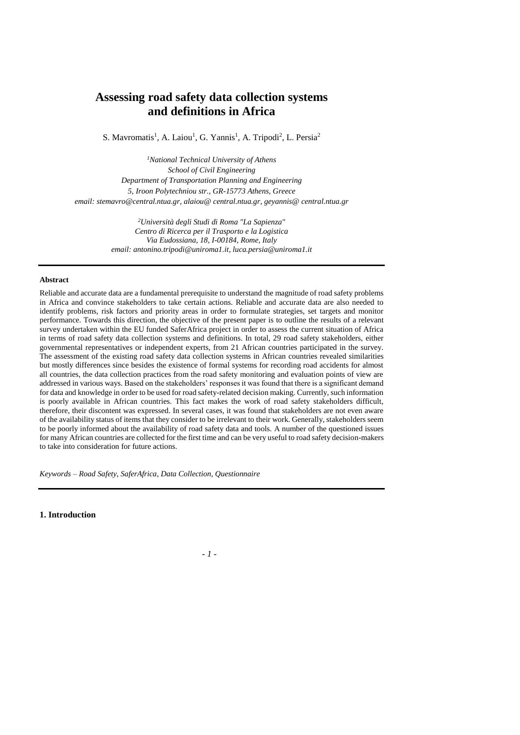# Assessing road safety data collection systems and definitions in Africa

S. Mavromatis[1], A. Laiou[1], G. Yannis[1], A. Tripodi[2], L. Persia[2]

[1] *National Technical University of Athens*
*School of Civil Engineering*
*Department of Transportation Planning and Engineering*
*5, Iroon Polytechniou str., GR-15773 Athens, Greece*
*email: stemavro@central.ntua.gr, alaiou@ central.ntua.gr, geyannis@ central.ntua.gr*

[2] *Università degli Studi di Roma "La Sapienza"*
*Centro di Ricerca per il Trasporto e la Logistica*
*Via Eudossiana, 18, I-00184, Rome, Italy*
*email: antonino.tripodi@uniroma1.it, luca.persia@uniroma1.it*

**Abstract**

Reliable and accurate data are a fundamental prerequisite to understand the magnitude of road safety problems in Africa and convince stakeholders to take certain actions. Reliable and accurate data are also needed to identify problems, risk factors and priority areas in order to formulate strategies, set targets and monitor performance. Towards this direction, the objective of the present paper is to outline the results of a relevant survey undertaken within the EU funded SaferAfrica project in order to assess the current situation of Africa in terms of road safety data collection systems and definitions. In total, 29 road safety stakeholders, either governmental representatives or independent experts, from 21 African countries participated in the survey. The assessment of the existing road safety data collection systems in African countries revealed similarities but mostly differences since besides the existence of formal systems for recording road accidents for almost all countries, the data collection practices from the road safety monitoring and evaluation points of view are addressed in various ways. Based on the stakeholders' responses it was found that there is a significant demand for data and knowledge in order to be used for road safety-related decision making. Currently, such information is poorly available in African countries. This fact makes the work of road safety stakeholders difficult, therefore, their discontent was expressed. In several cases, it was found that stakeholders are not even aware of the availability status of items that they consider to be irrelevant to their work. Generally, stakeholders seem to be poorly informed about the availability of road safety data and tools. A number of the questioned issues for many African countries are collected for the first time and can be very useful to road safety decision-makers to take into consideration for future actions.

*Keywords – Road Safety, SaferAfrica, Data Collection, Questionnaire*

## 1. Introduction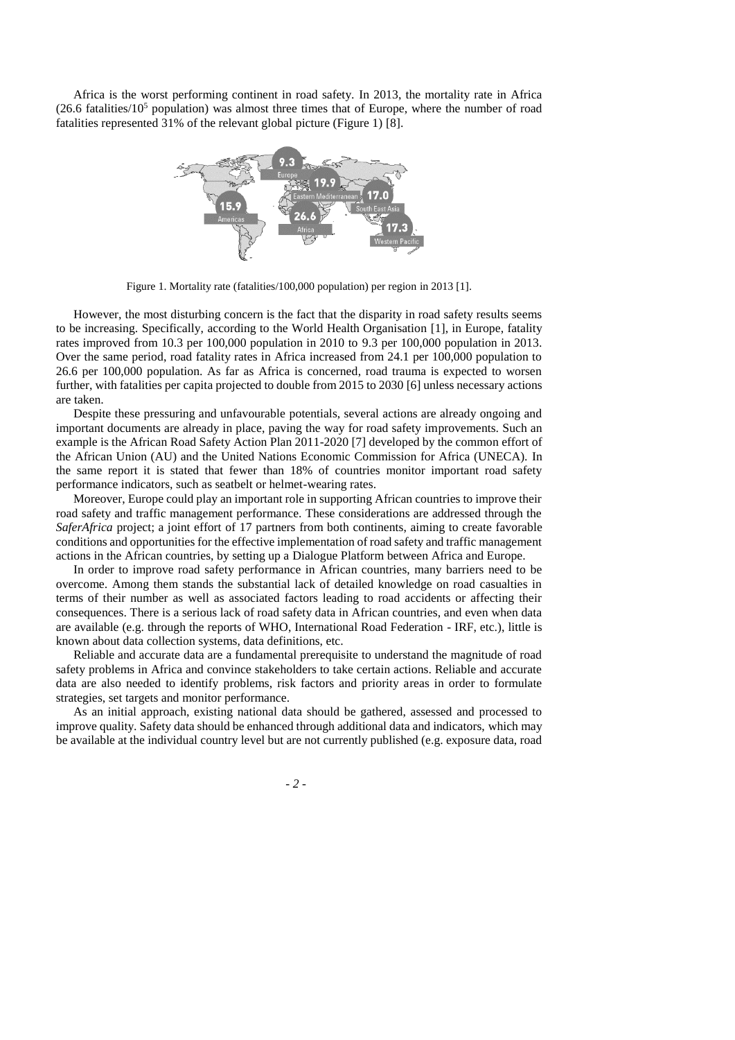Africa is the worst performing continent in road safety. In 2013, the mortality rate in Africa (26.6 fatalities/$10^5$ population) was almost three times that of Europe, where the number of road fatalities represented 31% of the relevant global picture (Figure 1) [8].

Figure 1. Mortality rate (fatalities/100,000 population) per region in 2013 [1].

However, the most disturbing concern is the fact that the disparity in road safety results seems to be increasing. Specifically, according to the World Health Organisation [1], in Europe, fatality rates improved from 10.3 per 100,000 population in 2010 to 9.3 per 100,000 population in 2013. Over the same period, road fatality rates in Africa increased from 24.1 per 100,000 population to 26.6 per 100,000 population. As far as Africa is concerned, road trauma is expected to worsen further, with fatalities per capita projected to double from 2015 to 2030 [6] unless necessary actions are taken.

Despite these pressuring and unfavourable potentials, several actions are already ongoing and important documents are already in place, paving the way for road safety improvements. Such an example is the African Road Safety Action Plan 2011-2020 [7] developed by the common effort of the African Union (AU) and the United Nations Economic Commission for Africa (UNECA). In the same report it is stated that fewer than 18% of countries monitor important road safety performance indicators, such as seatbelt or helmet-wearing rates.

Moreover, Europe could play an important role in supporting African countries to improve their road safety and traffic management performance. These considerations are addressed through the *SaferAfrica* project; a joint effort of 17 partners from both continents, aiming to create favorable conditions and opportunities for the effective implementation of road safety and traffic management actions in the African countries, by setting up a Dialogue Platform between Africa and Europe.

In order to improve road safety performance in African countries, many barriers need to be overcome. Among them stands the substantial lack of detailed knowledge on road casualties in terms of their number as well as associated factors leading to road accidents or affecting their consequences. There is a serious lack of road safety data in African countries, and even when data are available (e.g. through the reports of WHO, International Road Federation - IRF, etc.), little is known about data collection systems, data definitions, etc.

Reliable and accurate data are a fundamental prerequisite to understand the magnitude of road safety problems in Africa and convince stakeholders to take certain actions. Reliable and accurate data are also needed to identify problems, risk factors and priority areas in order to formulate strategies, set targets and monitor performance.

As an initial approach, existing national data should be gathered, assessed and processed to improve quality. Safety data should be enhanced through additional data and indicators, which may be available at the individual country level but are not currently published (e.g. exposure data, road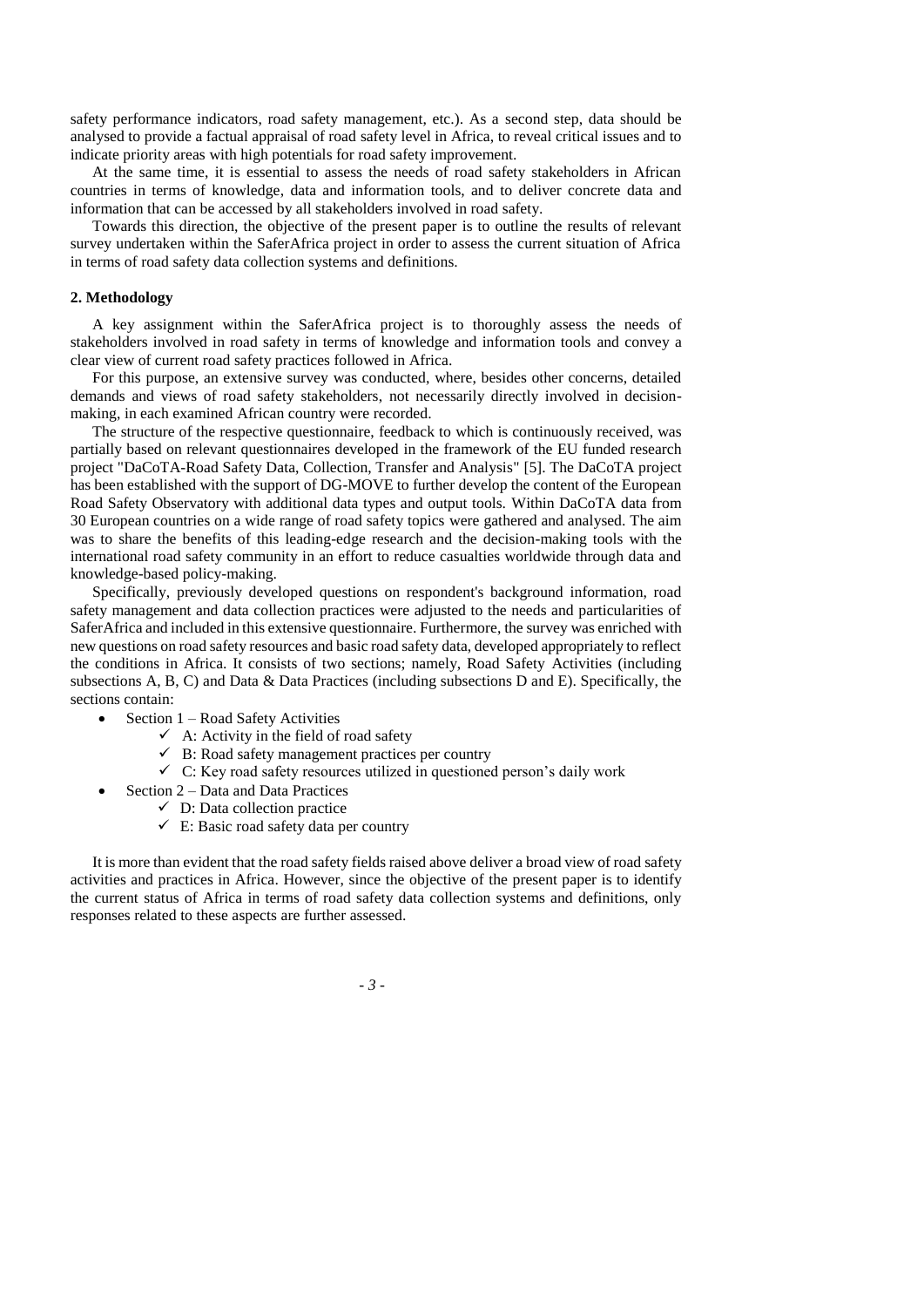safety performance indicators, road safety management, etc.). As a second step, data should be analysed to provide a factual appraisal of road safety level in Africa, to reveal critical issues and to indicate priority areas with high potentials for road safety improvement.

At the same time, it is essential to assess the needs of road safety stakeholders in African countries in terms of knowledge, data and information tools, and to deliver concrete data and information that can be accessed by all stakeholders involved in road safety.

Towards this direction, the objective of the present paper is to outline the results of relevant survey undertaken within the SaferAfrica project in order to assess the current situation of Africa in terms of road safety data collection systems and definitions.

## 2. Methodology

A key assignment within the SaferAfrica project is to thoroughly assess the needs of stakeholders involved in road safety in terms of knowledge and information tools and convey a clear view of current road safety practices followed in Africa.

For this purpose, an extensive survey was conducted, where, besides other concerns, detailed demands and views of road safety stakeholders, not necessarily directly involved in decision-making, in each examined African country were recorded.

The structure of the respective questionnaire, feedback to which is continuously received, was partially based on relevant questionnaires developed in the framework of the EU funded research project "DaCoTA-Road Safety Data, Collection, Transfer and Analysis" [5]. The DaCoTA project has been established with the support of DG-MOVE to further develop the content of the European Road Safety Observatory with additional data types and output tools. Within DaCoTA data from 30 European countries on a wide range of road safety topics were gathered and analysed. The aim was to share the benefits of this leading-edge research and the decision-making tools with the international road safety community in an effort to reduce casualties worldwide through data and knowledge-based policy-making.

Specifically, previously developed questions on respondent's background information, road safety management and data collection practices were adjusted to the needs and particularities of SaferAfrica and included in this extensive questionnaire. Furthermore, the survey was enriched with new questions on road safety resources and basic road safety data, developed appropriately to reflect the conditions in Africa. It consists of two sections; namely, Road Safety Activities (including subsections A, B, C) and Data & Data Practices (including subsections D and E). Specifically, the sections contain:

- Section 1 – Road Safety Activities
  - ✓ A: Activity in the field of road safety
  - ✓ B: Road safety management practices per country
  - ✓ C: Key road safety resources utilized in questioned person's daily work
- Section 2 – Data and Data Practices
  - ✓ D: Data collection practice
  - ✓ E: Basic road safety data per country

It is more than evident that the road safety fields raised above deliver a broad view of road safety activities and practices in Africa. However, since the objective of the present paper is to identify the current status of Africa in terms of road safety data collection systems and definitions, only responses related to these aspects are further assessed.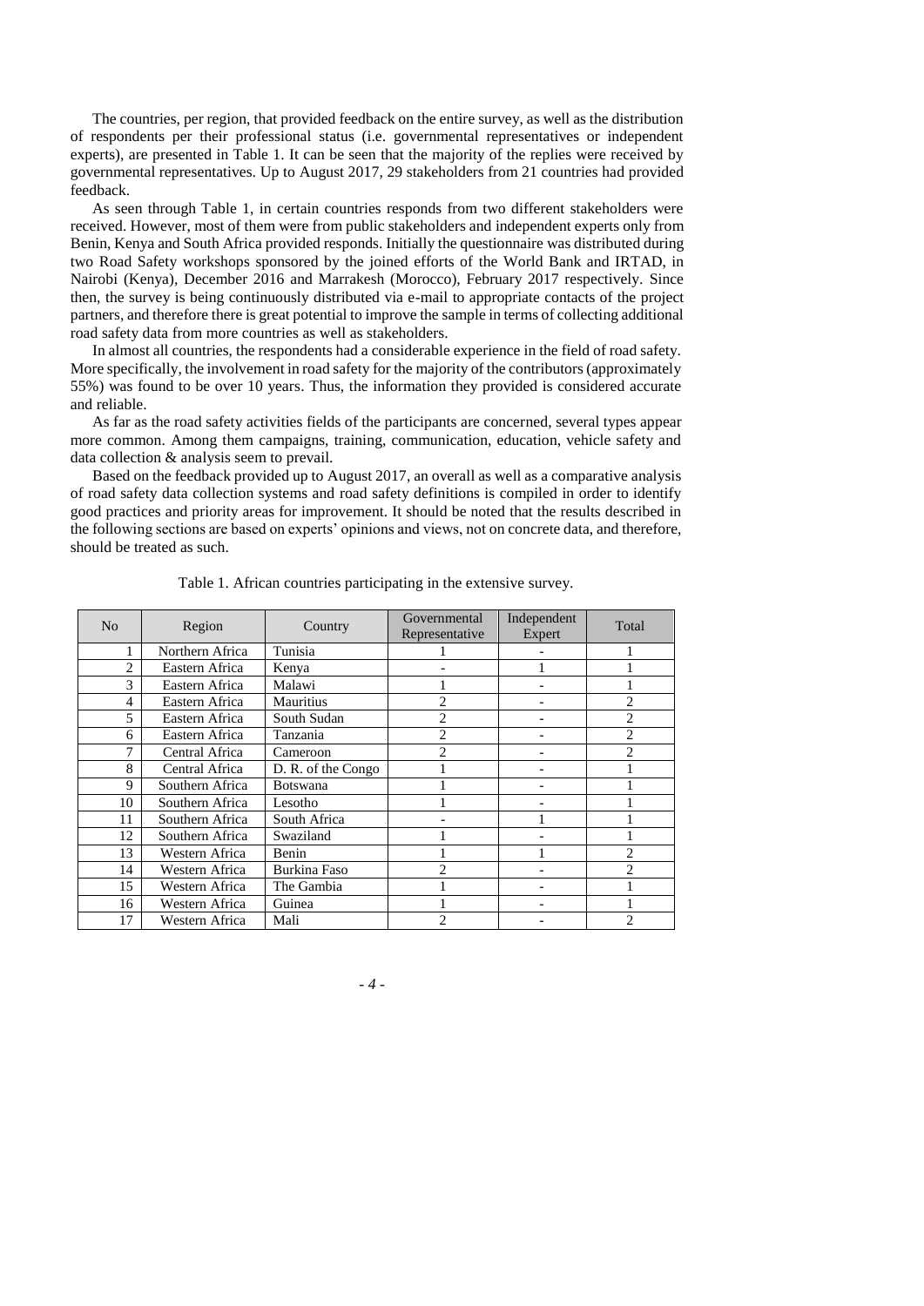The countries, per region, that provided feedback on the entire survey, as well as the distribution of respondents per their professional status (i.e. governmental representatives or independent experts), are presented in Table 1. It can be seen that the majority of the replies were received by governmental representatives. Up to August 2017, 29 stakeholders from 21 countries had provided feedback.

As seen through Table 1, in certain countries responds from two different stakeholders were received. However, most of them were from public stakeholders and independent experts only from Benin, Kenya and South Africa provided responds. Initially the questionnaire was distributed during two Road Safety workshops sponsored by the joined efforts of the World Bank and IRTAD, in Nairobi (Kenya), December 2016 and Marrakesh (Morocco), February 2017 respectively. Since then, the survey is being continuously distributed via e-mail to appropriate contacts of the project partners, and therefore there is great potential to improve the sample in terms of collecting additional road safety data from more countries as well as stakeholders.

In almost all countries, the respondents had a considerable experience in the field of road safety. More specifically, the involvement in road safety for the majority of the contributors (approximately 55%) was found to be over 10 years. Thus, the information they provided is considered accurate and reliable.

As far as the road safety activities fields of the participants are concerned, several types appear more common. Among them campaigns, training, communication, education, vehicle safety and data collection & analysis seem to prevail.

Based on the feedback provided up to August 2017, an overall as well as a comparative analysis of road safety data collection systems and road safety definitions is compiled in order to identify good practices and priority areas for improvement. It should be noted that the results described in the following sections are based on experts' opinions and views, not on concrete data, and therefore, should be treated as such.

Table 1. African countries participating in the extensive survey.

| No | Region | Country | Governmental Representative | Independent Expert | Total |
|---|---|---|---|---|---|
| 1 | Northern Africa | Tunisia | 1 | - | 1 |
| 2 | Eastern Africa | Kenya | - | 1 | 1 |
| 3 | Eastern Africa | Malawi | 1 | - | 1 |
| 4 | Eastern Africa | Mauritius | 2 | - | 2 |
| 5 | Eastern Africa | South Sudan | 2 | - | 2 |
| 6 | Eastern Africa | Tanzania | 2 | - | 2 |
| 7 | Central Africa | Cameroon | 2 | - | 2 |
| 8 | Central Africa | D. R. of the Congo | 1 | - | 1 |
| 9 | Southern Africa | Botswana | 1 | - | 1 |
| 10 | Southern Africa | Lesotho | 1 | - | 1 |
| 11 | Southern Africa | South Africa | - | 1 | 1 |
| 12 | Southern Africa | Swaziland | 1 | - | 1 |
| 13 | Western Africa | Benin | 1 | 1 | 2 |
| 14 | Western Africa | Burkina Faso | 2 | - | 2 |
| 15 | Western Africa | The Gambia | 1 | - | 1 |
| 16 | Western Africa | Guinea | 1 | - | 1 |
| 17 | Western Africa | Mali | 2 | - | 2 |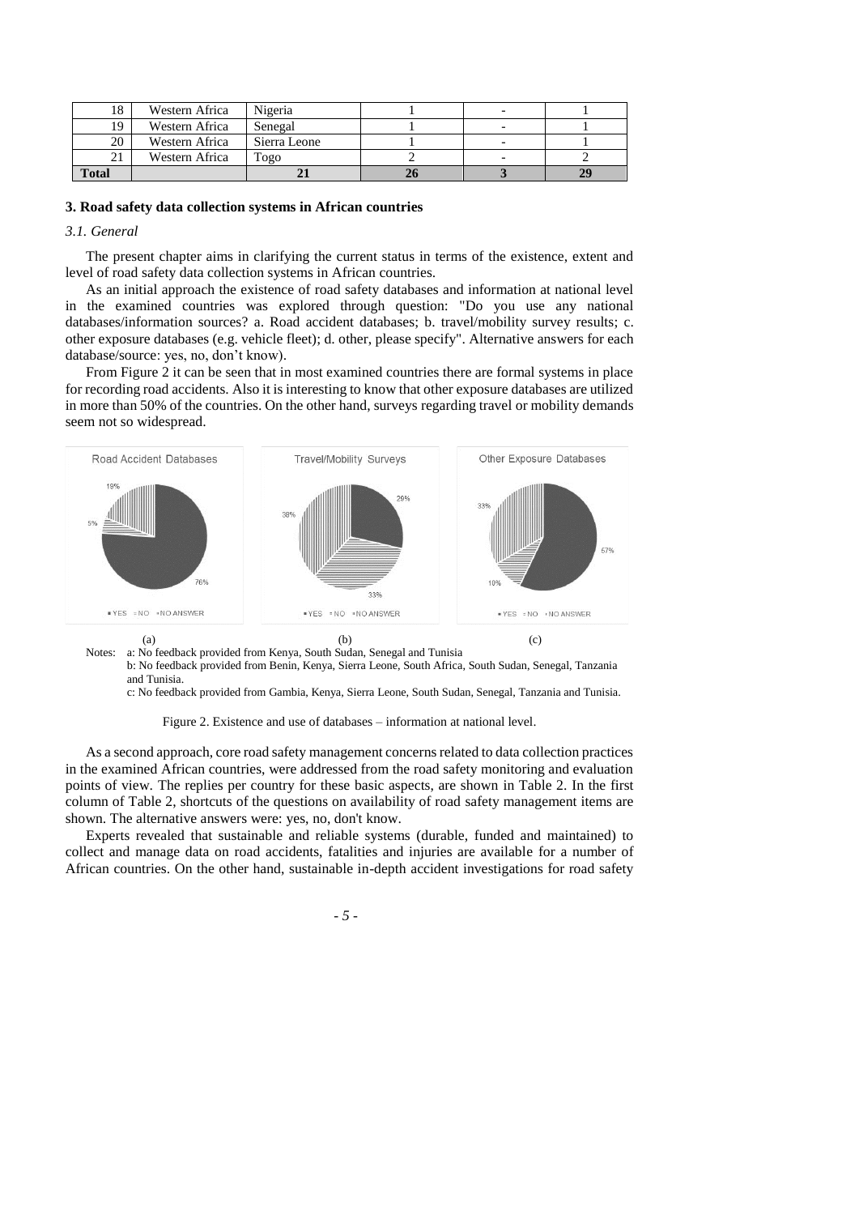| 18 | Western Africa | Nigeria | 1 | - | 1 |
|---|---|---|---|---|---|
| 19 | Western Africa | Senegal | 1 | - | 1 |
| 20 | Western Africa | Sierra Leone | 1 | - | 1 |
| 21 | Western Africa | Togo | 2 | - | 2 |
| **Total** | | **21** | **26** | **3** | **29** |

## 3. Road safety data collection systems in African countries

### *3.1. General*

The present chapter aims in clarifying the current status in terms of the existence, extent and level of road safety data collection systems in African countries.

As an initial approach the existence of road safety databases and information at national level in the examined countries was explored through question: "Do you use any national databases/information sources? a. Road accident databases; b. travel/mobility survey results; c. other exposure databases (e.g. vehicle fleet); d. other, please specify". Alternative answers for each database/source: yes, no, don't know).

From Figure 2 it can be seen that in most examined countries there are formal systems in place for recording road accidents. Also it is interesting to know that other exposure databases are utilized in more than 50% of the countries. On the other hand, surveys regarding travel or mobility demands seem not so widespread.

Road Accident Databases: YES 76%, NO 5%, NO ANSWER 19%

Travel/Mobility Surveys: YES 29%, NO 33%, NO ANSWER 38%

Other Exposure Databases: YES 57%, NO 10%, NO ANSWER 33%

(a) (b) (c)

Notes: a: No feedback provided from Kenya, South Sudan, Senegal and Tunisia
b: No feedback provided from Benin, Kenya, Sierra Leone, South Africa, South Sudan, Senegal, Tanzania and Tunisia.
c: No feedback provided from Gambia, Kenya, Sierra Leone, South Sudan, Senegal, Tanzania and Tunisia.

Figure 2. Existence and use of databases – information at national level.

As a second approach, core road safety management concerns related to data collection practices in the examined African countries, were addressed from the road safety monitoring and evaluation points of view. The replies per country for these basic aspects, are shown in Table 2. In the first column of Table 2, shortcuts of the questions on availability of road safety management items are shown. The alternative answers were: yes, no, don't know.

Experts revealed that sustainable and reliable systems (durable, funded and maintained) to collect and manage data on road accidents, fatalities and injuries are available for a number of African countries. On the other hand, sustainable in-depth accident investigations for road safety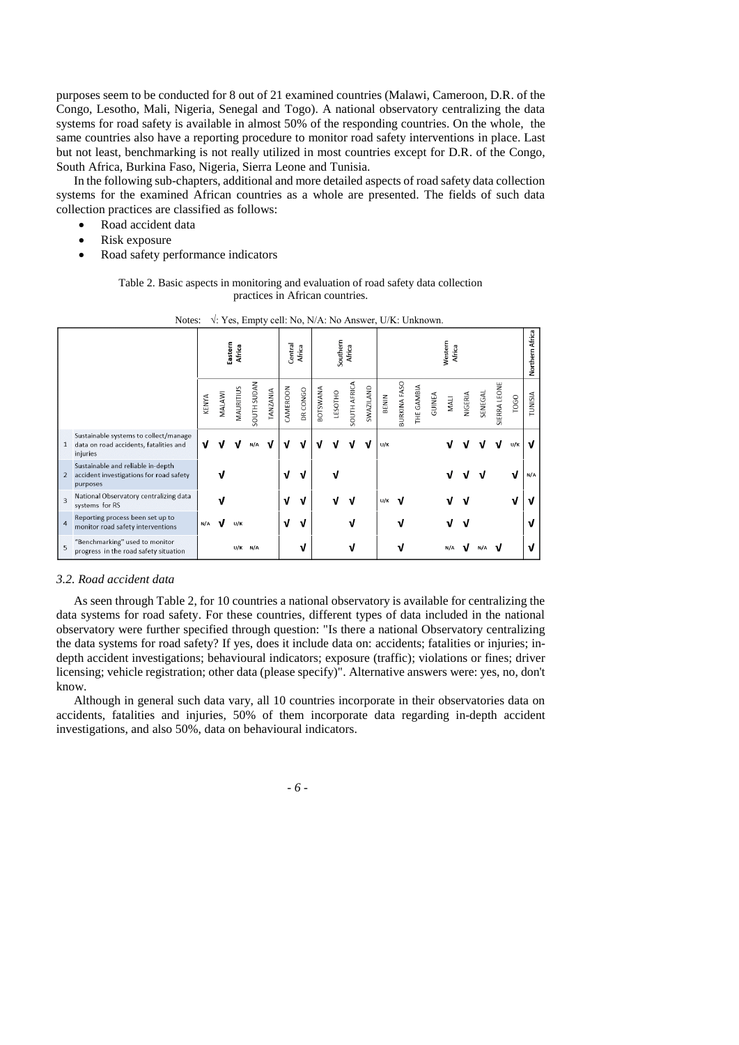purposes seem to be conducted for 8 out of 21 examined countries (Malawi, Cameroon, D.R. of the Congo, Lesotho, Mali, Nigeria, Senegal and Togo). A national observatory centralizing the data systems for road safety is available in almost 50% of the responding countries. On the whole, the same countries also have a reporting procedure to monitor road safety interventions in place. Last but not least, benchmarking is not really utilized in most countries except for D.R. of the Congo, South Africa, Burkina Faso, Nigeria, Sierra Leone and Tunisia.

In the following sub-chapters, additional and more detailed aspects of road safety data collection systems for the examined African countries as a whole are presented. The fields of such data collection practices are classified as follows:

- Road accident data
- Risk exposure
- Road safety performance indicators

Table 2. Basic aspects in monitoring and evaluation of road safety data collection practices in African countries.

Notes: √: Yes, Empty cell: No, N/A: No Answer, U/K: Unknown.

| | | Eastern Africa | | | | | Central Africa | | Southern Africa | | | | Western Africa | | | | | | | | | Northern Africa |
|---|---|---|---|---|---|---|---|---|---|---|---|---|---|---|---|---|---|---|---|---|---|---|
| | | KENYA | MALAWI | MAURITIUS | SOUTH SUDAN | TANZANIA | CAMEROON | DR CONGO | BOTSWANA | LESOTHO | SOUTH AFRICA | SWAZILAND | BENIN | BURKINA FASO | THE GAMBIA | GUINEA | MALI | NIGERIA | SENEGAL | SIERRA LEONE | TOGO | TUNISIA |
| 1 | Sustainable systems to collect/manage data on road accidents, fatalities and injuries | √ | √ | √ | N/A | √ | √ | √ | √ | √ | √ | √ | U/K | | | | √ | √ | √ | √ | U/K | √ |
| 2 | Sustainable and reliable in-depth accident investigations for road safety purposes | | √ | | | | √ | √ | | √ | | | | | | | √ | √ | √ | | √ | N/A |
| 3 | National Observatory centralizing data systems for RS | | √ | | | | √ | √ | | √ | √ | | U/K | √ | | | √ | √ | | | √ | √ |
| 4 | Reporting process been set up to monitor road safety interventions | N/A | √ | U/K | | | √ | √ | | | √ | | | √ | | | √ | √ | | | | √ |
| 5 | "Benchmarking" used to monitor progress in the road safety situation | | | U/K | N/A | | | √ | | | √ | | | √ | | | N/A | √ | N/A | √ | | √ |

### *3.2. Road accident data*

As seen through Table 2, for 10 countries a national observatory is available for centralizing the data systems for road safety. For these countries, different types of data included in the national observatory were further specified through question: "Is there a national Observatory centralizing the data systems for road safety? If yes, does it include data on: accidents; fatalities or injuries; in-depth accident investigations; behavioural indicators; exposure (traffic); violations or fines; driver licensing; vehicle registration; other data (please specify)". Alternative answers were: yes, no, don't know.

Although in general such data vary, all 10 countries incorporate in their observatories data on accidents, fatalities and injuries, 50% of them incorporate data regarding in-depth accident investigations, and also 50%, data on behavioural indicators.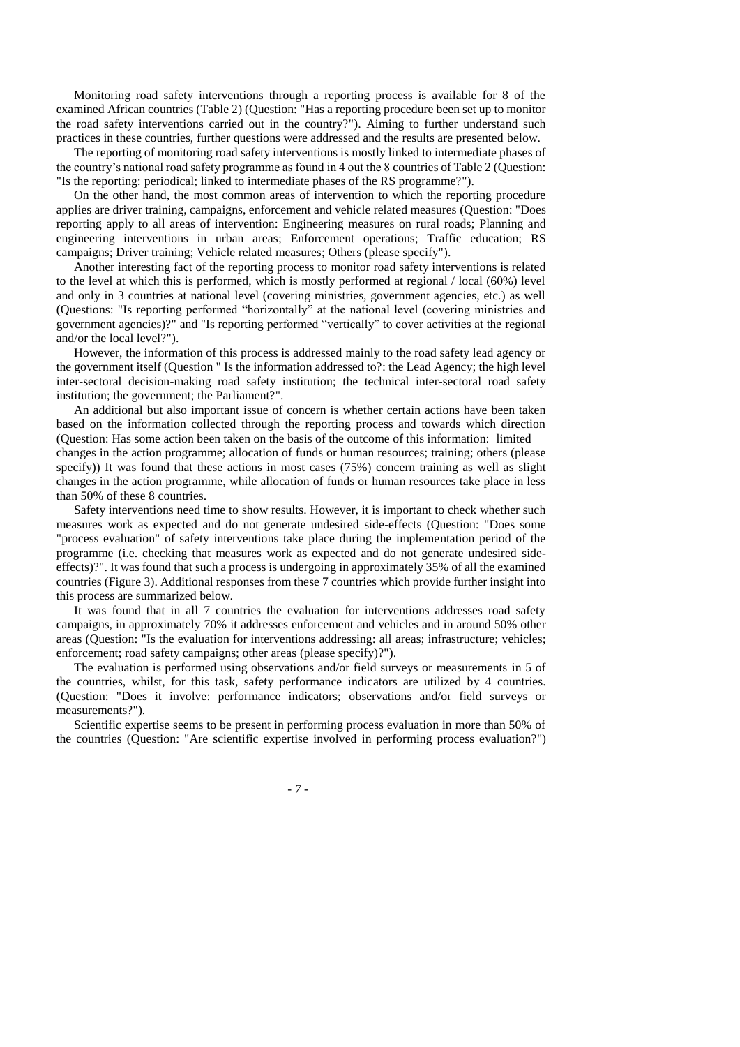Monitoring road safety interventions through a reporting process is available for 8 of the examined African countries (Table 2) (Question: "Has a reporting procedure been set up to monitor the road safety interventions carried out in the country?"). Aiming to further understand such practices in these countries, further questions were addressed and the results are presented below.

The reporting of monitoring road safety interventions is mostly linked to intermediate phases of the country's national road safety programme as found in 4 out the 8 countries of Table 2 (Question: "Is the reporting: periodical; linked to intermediate phases of the RS programme?").

On the other hand, the most common areas of intervention to which the reporting procedure applies are driver training, campaigns, enforcement and vehicle related measures (Question: "Does reporting apply to all areas of intervention: Engineering measures on rural roads; Planning and engineering interventions in urban areas; Enforcement operations; Traffic education; RS campaigns; Driver training; Vehicle related measures; Others (please specify").

Another interesting fact of the reporting process to monitor road safety interventions is related to the level at which this is performed, which is mostly performed at regional / local (60%) level and only in 3 countries at national level (covering ministries, government agencies, etc.) as well (Questions: "Is reporting performed "horizontally" at the national level (covering ministries and government agencies)?" and "Is reporting performed "vertically" to cover activities at the regional and/or the local level?").

However, the information of this process is addressed mainly to the road safety lead agency or the government itself (Question " Is the information addressed to?: the Lead Agency; the high level inter-sectoral decision-making road safety institution; the technical inter-sectoral road safety institution; the government; the Parliament?".

An additional but also important issue of concern is whether certain actions have been taken based on the information collected through the reporting process and towards which direction (Question: Has some action been taken on the basis of the outcome of this information: limited changes in the action programme; allocation of funds or human resources; training; others (please specify)) It was found that these actions in most cases (75%) concern training as well as slight changes in the action programme, while allocation of funds or human resources take place in less than 50% of these 8 countries.

Safety interventions need time to show results. However, it is important to check whether such measures work as expected and do not generate undesired side-effects (Question: "Does some "process evaluation" of safety interventions take place during the implementation period of the programme (i.e. checking that measures work as expected and do not generate undesired side-effects)?". It was found that such a process is undergoing in approximately 35% of all the examined countries (Figure 3). Additional responses from these 7 countries which provide further insight into this process are summarized below.

It was found that in all 7 countries the evaluation for interventions addresses road safety campaigns, in approximately 70% it addresses enforcement and vehicles and in around 50% other areas (Question: "Is the evaluation for interventions addressing: all areas; infrastructure; vehicles; enforcement; road safety campaigns; other areas (please specify)?").

The evaluation is performed using observations and/or field surveys or measurements in 5 of the countries, whilst, for this task, safety performance indicators are utilized by 4 countries. (Question: "Does it involve: performance indicators; observations and/or field surveys or measurements?").

Scientific expertise seems to be present in performing process evaluation in more than 50% of the countries (Question: "Are scientific expertise involved in performing process evaluation?")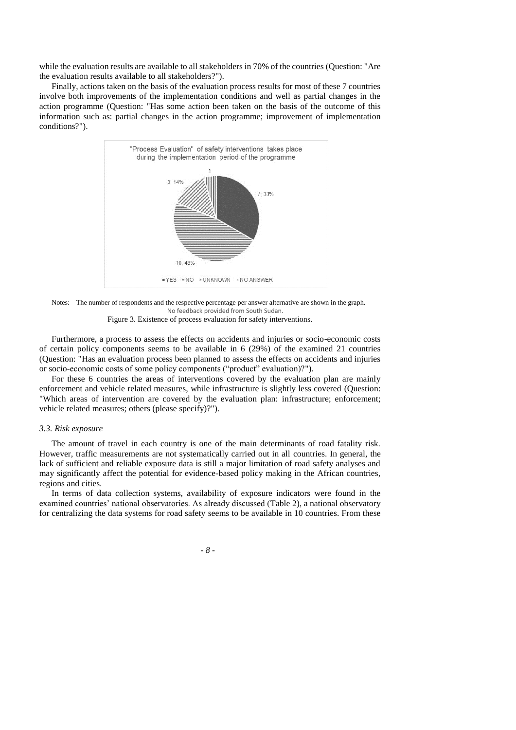while the evaluation results are available to all stakeholders in 70% of the countries (Question: "Are the evaluation results available to all stakeholders?").

Finally, actions taken on the basis of the evaluation process results for most of these 7 countries involve both improvements of the implementation conditions and well as partial changes in the action programme (Question: "Has some action been taken on the basis of the outcome of this information such as: partial changes in the action programme; improvement of implementation conditions?").

"Process Evaluation" of safety interventions takes place during the implementation period of the programme

7; 33%

10; 48%

3; 14%

1

YES NO UNKNOWN NO ANSWER

Notes: The number of respondents and the respective percentage per answer alternative are shown in the graph.
No feedback provided from South Sudan.

Figure 3. Existence of process evaluation for safety interventions.

Furthermore, a process to assess the effects on accidents and injuries or socio-economic costs of certain policy components seems to be available in 6 (29%) of the examined 21 countries (Question: "Has an evaluation process been planned to assess the effects on accidents and injuries or socio-economic costs of some policy components ("product" evaluation)?").

For these 6 countries the areas of interventions covered by the evaluation plan are mainly enforcement and vehicle related measures, while infrastructure is slightly less covered (Question: "Which areas of intervention are covered by the evaluation plan: infrastructure; enforcement; vehicle related measures; others (please specify)?").

### *3.3. Risk exposure*

The amount of travel in each country is one of the main determinants of road fatality risk. However, traffic measurements are not systematically carried out in all countries. In general, the lack of sufficient and reliable exposure data is still a major limitation of road safety analyses and may significantly affect the potential for evidence-based policy making in the African countries, regions and cities.

In terms of data collection systems, availability of exposure indicators were found in the examined countries' national observatories. As already discussed (Table 2), a national observatory for centralizing the data systems for road safety seems to be available in 10 countries. From these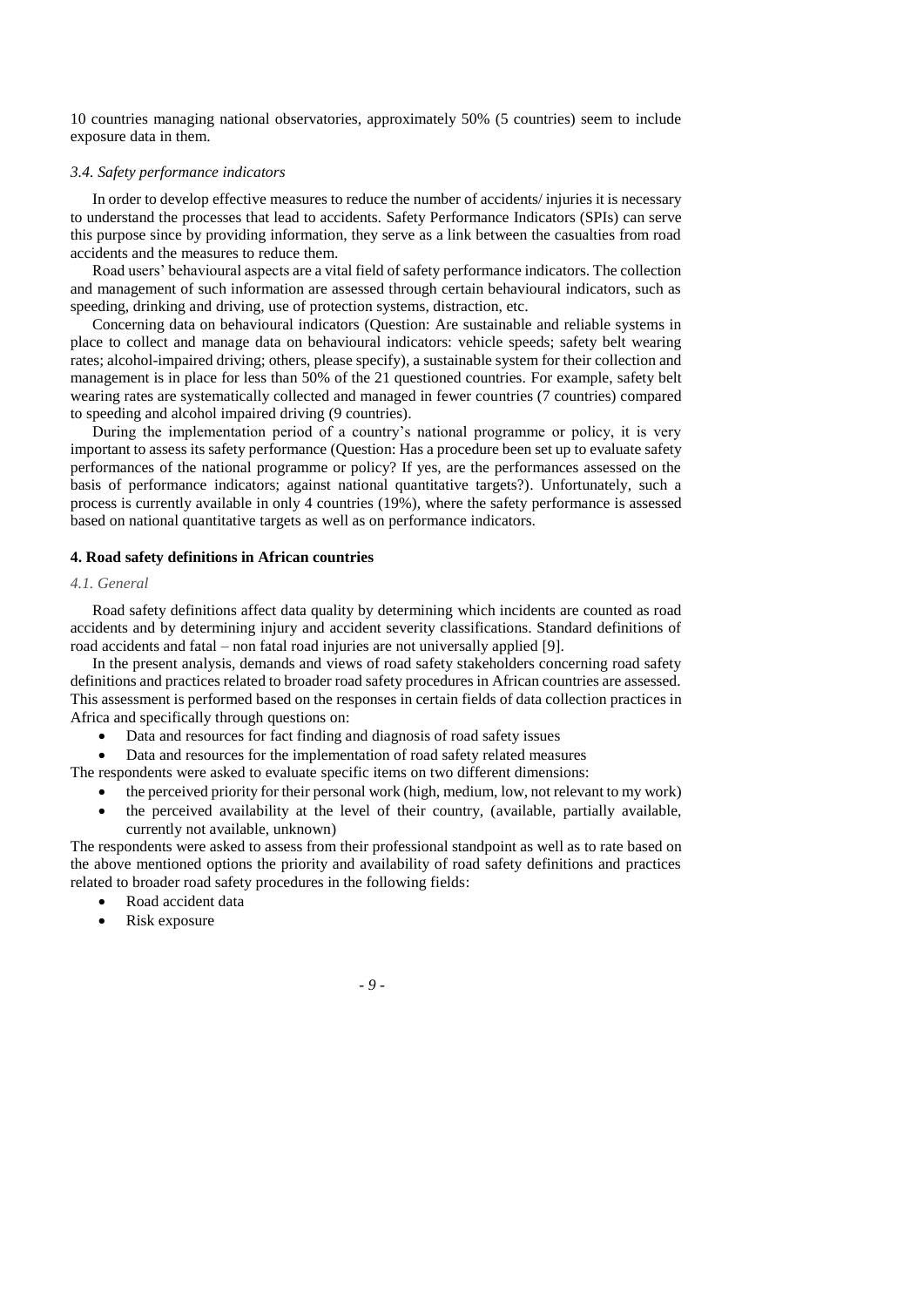10 countries managing national observatories, approximately 50% (5 countries) seem to include exposure data in them.

### *3.4. Safety performance indicators*

In order to develop effective measures to reduce the number of accidents/ injuries it is necessary to understand the processes that lead to accidents. Safety Performance Indicators (SPIs) can serve this purpose since by providing information, they serve as a link between the casualties from road accidents and the measures to reduce them.

Road users' behavioural aspects are a vital field of safety performance indicators. The collection and management of such information are assessed through certain behavioural indicators, such as speeding, drinking and driving, use of protection systems, distraction, etc.

Concerning data on behavioural indicators (Question: Are sustainable and reliable systems in place to collect and manage data on behavioural indicators: vehicle speeds; safety belt wearing rates; alcohol-impaired driving; others, please specify), a sustainable system for their collection and management is in place for less than 50% of the 21 questioned countries. For example, safety belt wearing rates are systematically collected and managed in fewer countries (7 countries) compared to speeding and alcohol impaired driving (9 countries).

During the implementation period of a country's national programme or policy, it is very important to assess its safety performance (Question: Has a procedure been set up to evaluate safety performances of the national programme or policy? If yes, are the performances assessed on the basis of performance indicators; against national quantitative targets?). Unfortunately, such a process is currently available in only 4 countries (19%), where the safety performance is assessed based on national quantitative targets as well as on performance indicators.

## **4. Road safety definitions in African countries**

### *4.1. General*

Road safety definitions affect data quality by determining which incidents are counted as road accidents and by determining injury and accident severity classifications. Standard definitions of road accidents and fatal – non fatal road injuries are not universally applied [9].

In the present analysis, demands and views of road safety stakeholders concerning road safety definitions and practices related to broader road safety procedures in African countries are assessed. This assessment is performed based on the responses in certain fields of data collection practices in Africa and specifically through questions on:

- Data and resources for fact finding and diagnosis of road safety issues
- Data and resources for the implementation of road safety related measures

The respondents were asked to evaluate specific items on two different dimensions:

- the perceived priority for their personal work (high, medium, low, not relevant to my work)
- the perceived availability at the level of their country, (available, partially available, currently not available, unknown)

The respondents were asked to assess from their professional standpoint as well as to rate based on the above mentioned options the priority and availability of road safety definitions and practices related to broader road safety procedures in the following fields:

- Road accident data
- Risk exposure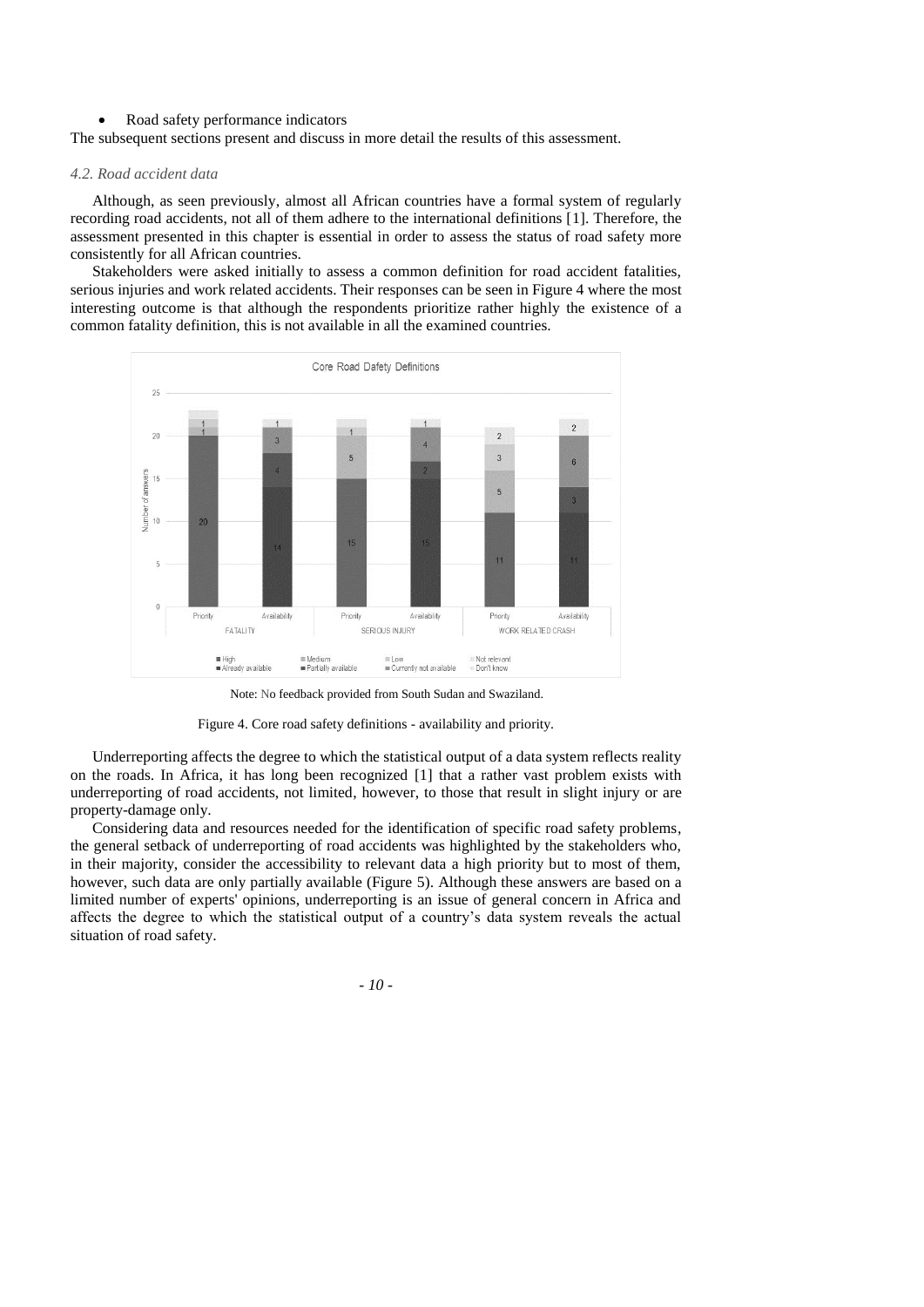- Road safety performance indicators

The subsequent sections present and discuss in more detail the results of this assessment.

### *4.2. Road accident data*

Although, as seen previously, almost all African countries have a formal system of regularly recording road accidents, not all of them adhere to the international definitions [1]. Therefore, the assessment presented in this chapter is essential in order to assess the status of road safety more consistently for all African countries.

Stakeholders were asked initially to assess a common definition for road accident fatalities, serious injuries and work related accidents. Their responses can be seen in Figure 4 where the most interesting outcome is that although the respondents prioritize rather highly the existence of a common fatality definition, this is not available in all the examined countries.

Note: No feedback provided from South Sudan and Swaziland.

Figure 4. Core road safety definitions - availability and priority.

Underreporting affects the degree to which the statistical output of a data system reflects reality on the roads. In Africa, it has long been recognized [1] that a rather vast problem exists with underreporting of road accidents, not limited, however, to those that result in slight injury or are property-damage only.

Considering data and resources needed for the identification of specific road safety problems, the general setback of underreporting of road accidents was highlighted by the stakeholders who, in their majority, consider the accessibility to relevant data a high priority but to most of them, however, such data are only partially available (Figure 5). Although these answers are based on a limited number of experts' opinions, underreporting is an issue of general concern in Africa and affects the degree to which the statistical output of a country's data system reveals the actual situation of road safety.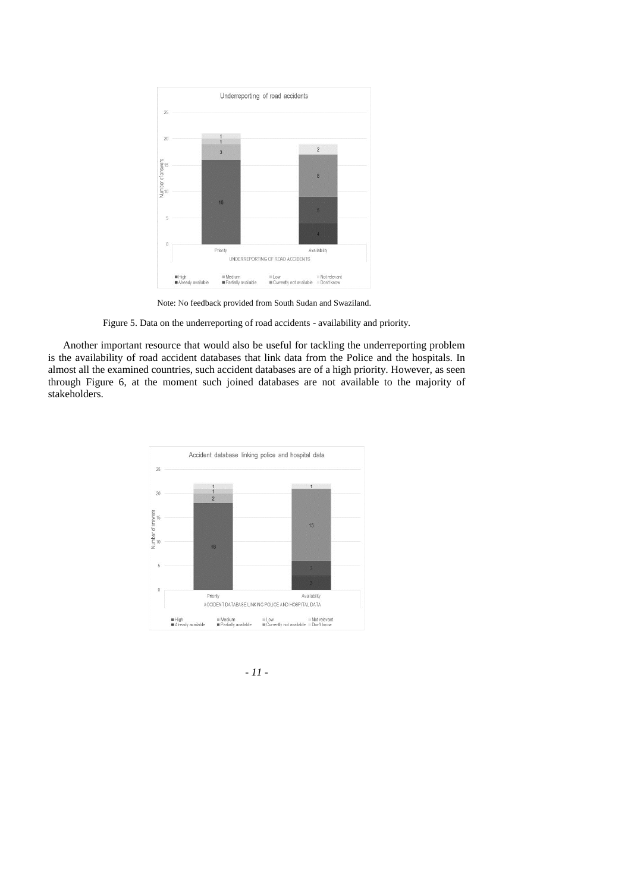Note: No feedback provided from South Sudan and Swaziland.

Figure 5. Data on the underreporting of road accidents - availability and priority.

Another important resource that would also be useful for tackling the underreporting problem is the availability of road accident databases that link data from the Police and the hospitals. In almost all the examined countries, such accident databases are of a high priority. However, as seen through Figure 6, at the moment such joined databases are not available to the majority of stakeholders.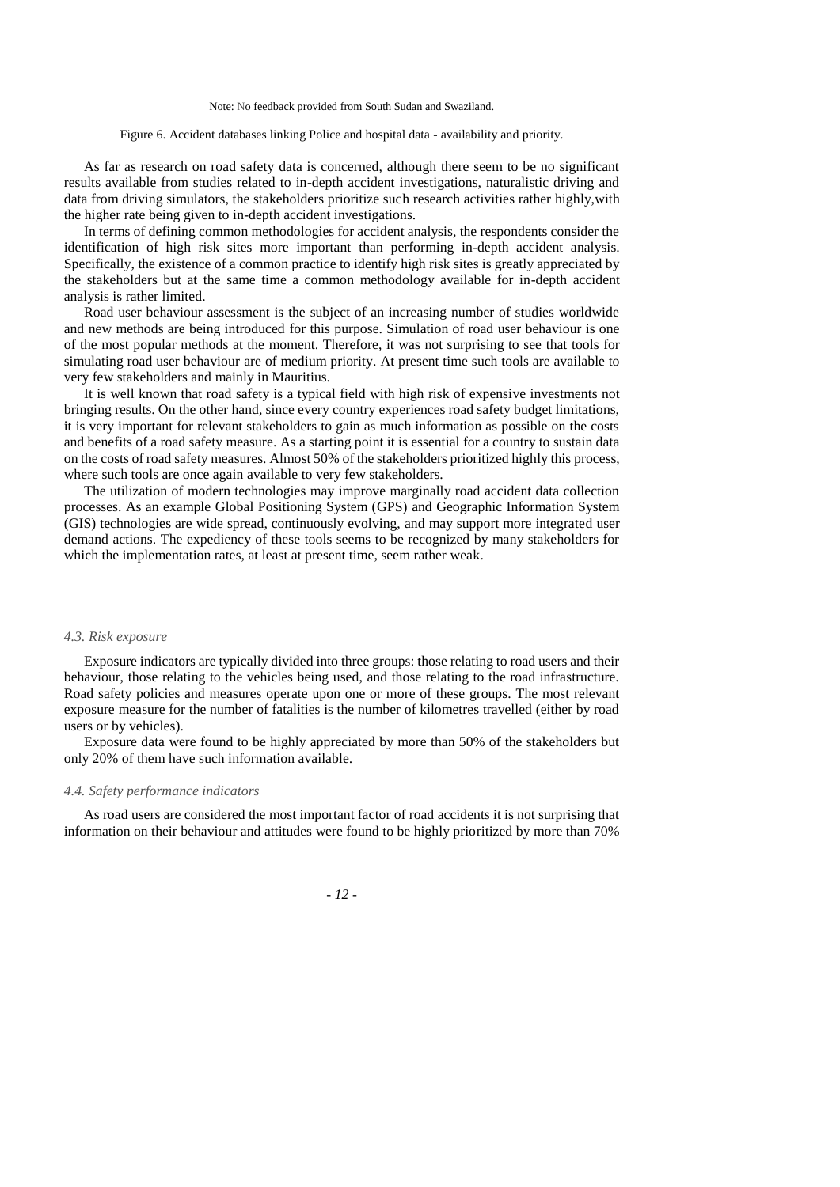Note: No feedback provided from South Sudan and Swaziland.

Figure 6. Accident databases linking Police and hospital data - availability and priority.

As far as research on road safety data is concerned, although there seem to be no significant results available from studies related to in-depth accident investigations, naturalistic driving and data from driving simulators, the stakeholders prioritize such research activities rather highly,with the higher rate being given to in-depth accident investigations.

In terms of defining common methodologies for accident analysis, the respondents consider the identification of high risk sites more important than performing in-depth accident analysis. Specifically, the existence of a common practice to identify high risk sites is greatly appreciated by the stakeholders but at the same time a common methodology available for in-depth accident analysis is rather limited.

Road user behaviour assessment is the subject of an increasing number of studies worldwide and new methods are being introduced for this purpose. Simulation of road user behaviour is one of the most popular methods at the moment. Therefore, it was not surprising to see that tools for simulating road user behaviour are of medium priority. At present time such tools are available to very few stakeholders and mainly in Mauritius.

It is well known that road safety is a typical field with high risk of expensive investments not bringing results. On the other hand, since every country experiences road safety budget limitations, it is very important for relevant stakeholders to gain as much information as possible on the costs and benefits of a road safety measure. As a starting point it is essential for a country to sustain data on the costs of road safety measures. Almost 50% of the stakeholders prioritized highly this process, where such tools are once again available to very few stakeholders.

The utilization of modern technologies may improve marginally road accident data collection processes. As an example Global Positioning System (GPS) and Geographic Information System (GIS) technologies are wide spread, continuously evolving, and may support more integrated user demand actions. The expediency of these tools seems to be recognized by many stakeholders for which the implementation rates, at least at present time, seem rather weak.

### *4.3. Risk exposure*

Exposure indicators are typically divided into three groups: those relating to road users and their behaviour, those relating to the vehicles being used, and those relating to the road infrastructure. Road safety policies and measures operate upon one or more of these groups. The most relevant exposure measure for the number of fatalities is the number of kilometres travelled (either by road users or by vehicles).

Exposure data were found to be highly appreciated by more than 50% of the stakeholders but only 20% of them have such information available.

### *4.4. Safety performance indicators*

As road users are considered the most important factor of road accidents it is not surprising that information on their behaviour and attitudes were found to be highly prioritized by more than 70%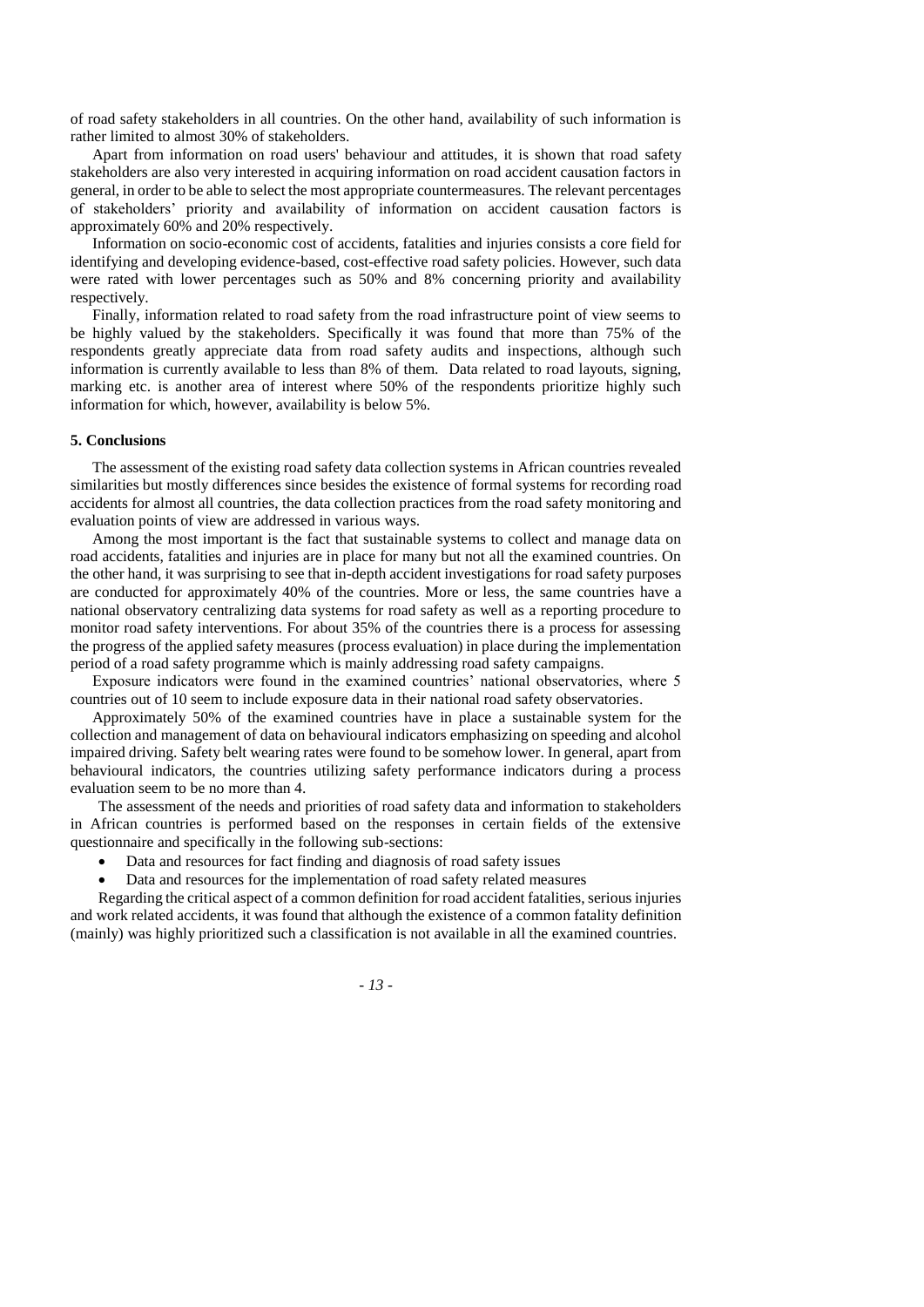of road safety stakeholders in all countries. On the other hand, availability of such information is rather limited to almost 30% of stakeholders.

Apart from information on road users' behaviour and attitudes, it is shown that road safety stakeholders are also very interested in acquiring information on road accident causation factors in general, in order to be able to select the most appropriate countermeasures. The relevant percentages of stakeholders' priority and availability of information on accident causation factors is approximately 60% and 20% respectively.

Information on socio-economic cost of accidents, fatalities and injuries consists a core field for identifying and developing evidence-based, cost-effective road safety policies. However, such data were rated with lower percentages such as 50% and 8% concerning priority and availability respectively.

Finally, information related to road safety from the road infrastructure point of view seems to be highly valued by the stakeholders. Specifically it was found that more than 75% of the respondents greatly appreciate data from road safety audits and inspections, although such information is currently available to less than 8% of them. Data related to road layouts, signing, marking etc. is another area of interest where 50% of the respondents prioritize highly such information for which, however, availability is below 5%.

## 5. Conclusions

The assessment of the existing road safety data collection systems in African countries revealed similarities but mostly differences since besides the existence of formal systems for recording road accidents for almost all countries, the data collection practices from the road safety monitoring and evaluation points of view are addressed in various ways.

Among the most important is the fact that sustainable systems to collect and manage data on road accidents, fatalities and injuries are in place for many but not all the examined countries. On the other hand, it was surprising to see that in-depth accident investigations for road safety purposes are conducted for approximately 40% of the countries. More or less, the same countries have a national observatory centralizing data systems for road safety as well as a reporting procedure to monitor road safety interventions. For about 35% of the countries there is a process for assessing the progress of the applied safety measures (process evaluation) in place during the implementation period of a road safety programme which is mainly addressing road safety campaigns.

Exposure indicators were found in the examined countries' national observatories, where 5 countries out of 10 seem to include exposure data in their national road safety observatories.

Approximately 50% of the examined countries have in place a sustainable system for the collection and management of data on behavioural indicators emphasizing on speeding and alcohol impaired driving. Safety belt wearing rates were found to be somehow lower. In general, apart from behavioural indicators, the countries utilizing safety performance indicators during a process evaluation seem to be no more than 4.

The assessment of the needs and priorities of road safety data and information to stakeholders in African countries is performed based on the responses in certain fields of the extensive questionnaire and specifically in the following sub-sections:

- Data and resources for fact finding and diagnosis of road safety issues
- Data and resources for the implementation of road safety related measures

Regarding the critical aspect of a common definition for road accident fatalities, serious injuries and work related accidents, it was found that although the existence of a common fatality definition (mainly) was highly prioritized such a classification is not available in all the examined countries.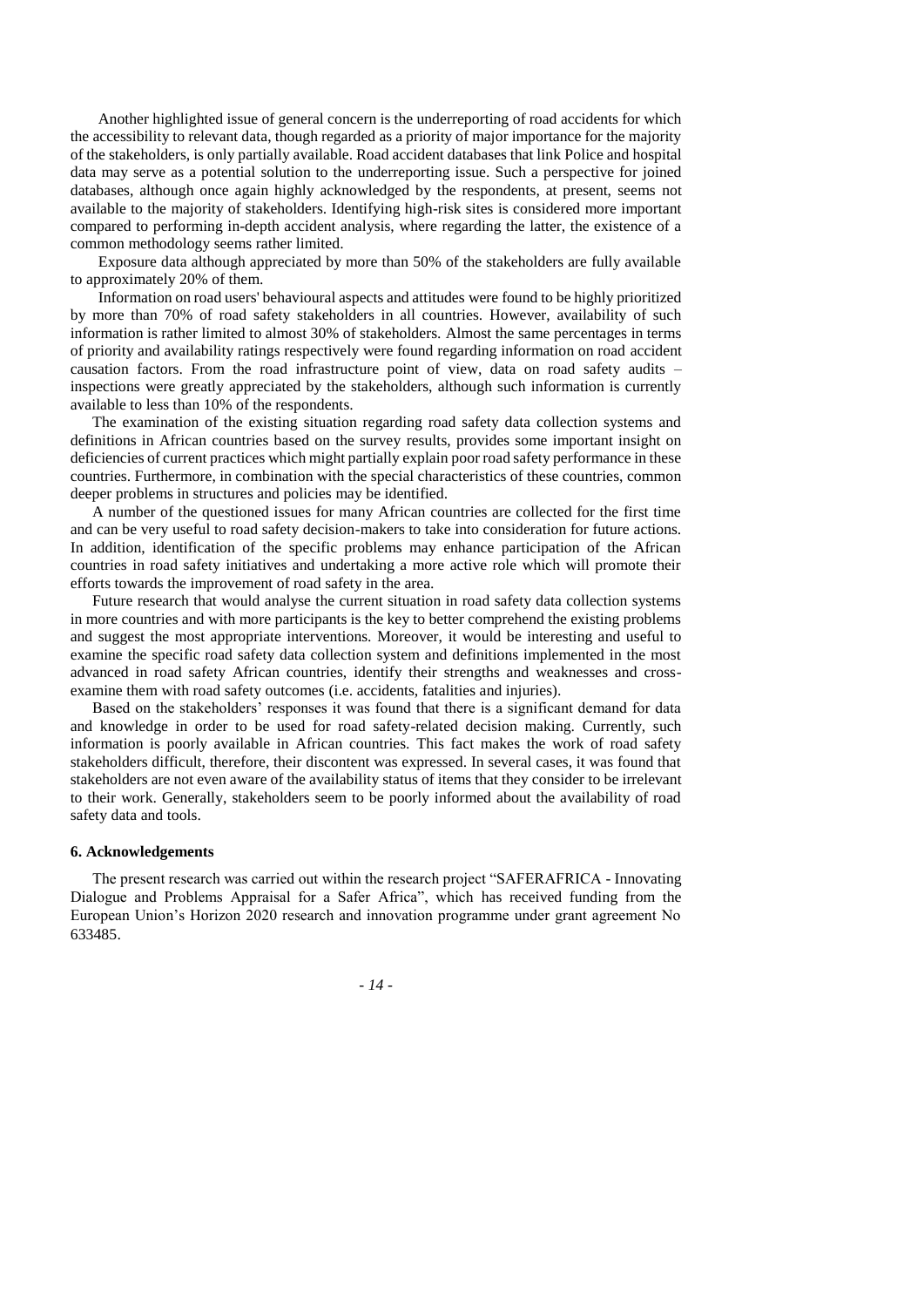Another highlighted issue of general concern is the underreporting of road accidents for which the accessibility to relevant data, though regarded as a priority of major importance for the majority of the stakeholders, is only partially available. Road accident databases that link Police and hospital data may serve as a potential solution to the underreporting issue. Such a perspective for joined databases, although once again highly acknowledged by the respondents, at present, seems not available to the majority of stakeholders. Identifying high-risk sites is considered more important compared to performing in-depth accident analysis, where regarding the latter, the existence of a common methodology seems rather limited.

Exposure data although appreciated by more than 50% of the stakeholders are fully available to approximately 20% of them.

Information on road users' behavioural aspects and attitudes were found to be highly prioritized by more than 70% of road safety stakeholders in all countries. However, availability of such information is rather limited to almost 30% of stakeholders. Almost the same percentages in terms of priority and availability ratings respectively were found regarding information on road accident causation factors. From the road infrastructure point of view, data on road safety audits – inspections were greatly appreciated by the stakeholders, although such information is currently available to less than 10% of the respondents.

The examination of the existing situation regarding road safety data collection systems and definitions in African countries based on the survey results, provides some important insight on deficiencies of current practices which might partially explain poor road safety performance in these countries. Furthermore, in combination with the special characteristics of these countries, common deeper problems in structures and policies may be identified.

A number of the questioned issues for many African countries are collected for the first time and can be very useful to road safety decision-makers to take into consideration for future actions. In addition, identification of the specific problems may enhance participation of the African countries in road safety initiatives and undertaking a more active role which will promote their efforts towards the improvement of road safety in the area.

Future research that would analyse the current situation in road safety data collection systems in more countries and with more participants is the key to better comprehend the existing problems and suggest the most appropriate interventions. Moreover, it would be interesting and useful to examine the specific road safety data collection system and definitions implemented in the most advanced in road safety African countries, identify their strengths and weaknesses and cross-examine them with road safety outcomes (i.e. accidents, fatalities and injuries).

Based on the stakeholders' responses it was found that there is a significant demand for data and knowledge in order to be used for road safety-related decision making. Currently, such information is poorly available in African countries. This fact makes the work of road safety stakeholders difficult, therefore, their discontent was expressed. In several cases, it was found that stakeholders are not even aware of the availability status of items that they consider to be irrelevant to their work. Generally, stakeholders seem to be poorly informed about the availability of road safety data and tools.

## 6. Acknowledgements

The present research was carried out within the research project "SAFERAFRICA - Innovating Dialogue and Problems Appraisal for a Safer Africa", which has received funding from the European Union's Horizon 2020 research and innovation programme under grant agreement No 633485.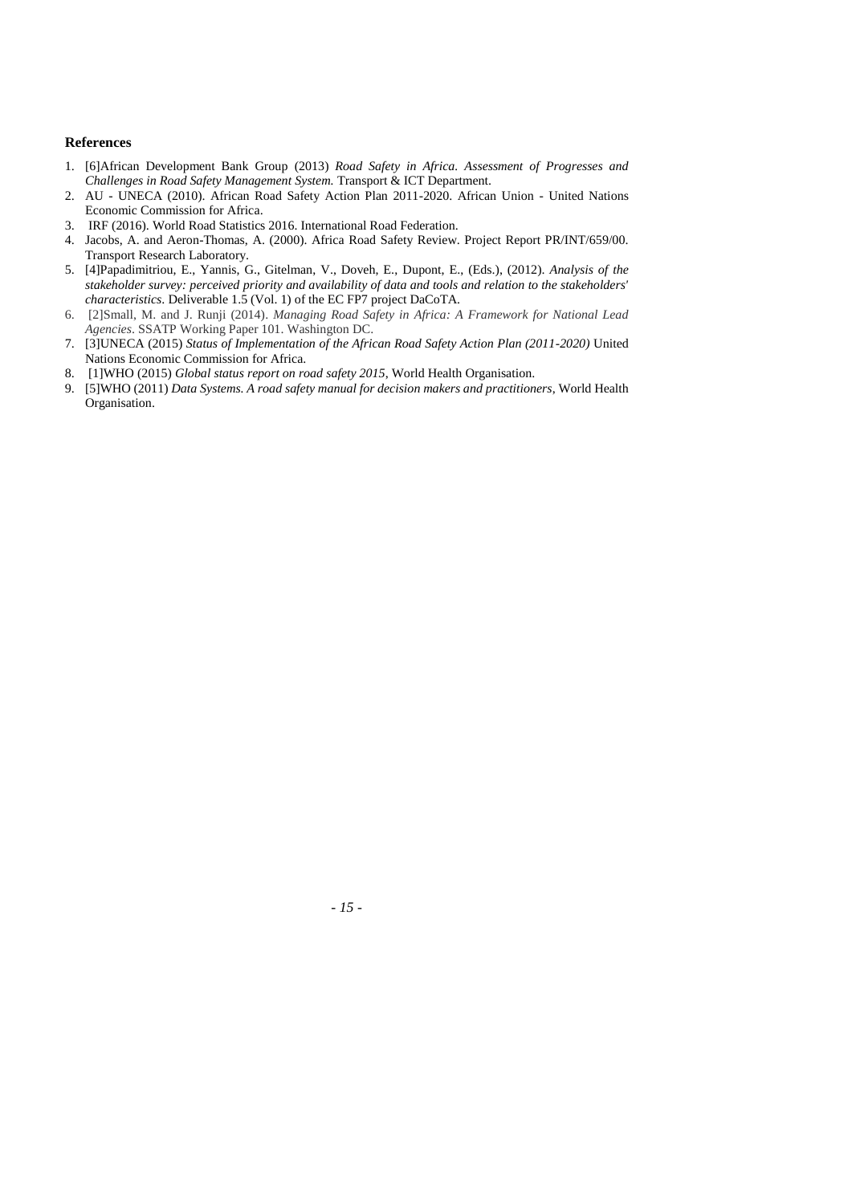**References**

1. [6]African Development Bank Group (2013) *Road Safety in Africa. Assessment of Progresses and Challenges in Road Safety Management System.* Transport & ICT Department.
2. AU - UNECA (2010). African Road Safety Action Plan 2011-2020. African Union - United Nations Economic Commission for Africa.
3. IRF (2016). World Road Statistics 2016. International Road Federation.
4. Jacobs, A. and Aeron-Thomas, A. (2000). Africa Road Safety Review. Project Report PR/INT/659/00. Transport Research Laboratory.
5. [4]Papadimitriou, E., Yannis, G., Gitelman, V., Doveh, E., Dupont, E., (Eds.), (2012). *Analysis of the stakeholder survey: perceived priority and availability of data and tools and relation to the stakeholders' characteristics*. Deliverable 1.5 (Vol. 1) of the EC FP7 project DaCoTA.
6. [2]Small, M. and J. Runji (2014). *Managing Road Safety in Africa: A Framework for National Lead Agencies*. SSATP Working Paper 101. Washington DC.
7. [3]UNECA (2015) *Status of Implementation of the African Road Safety Action Plan (2011-2020)* United Nations Economic Commission for Africa.
8. [1]WHO (2015) *Global status report on road safety 2015*, World Health Organisation.
9. [5]WHO (2011) *Data Systems. A road safety manual for decision makers and practitioners*, World Health Organisation.